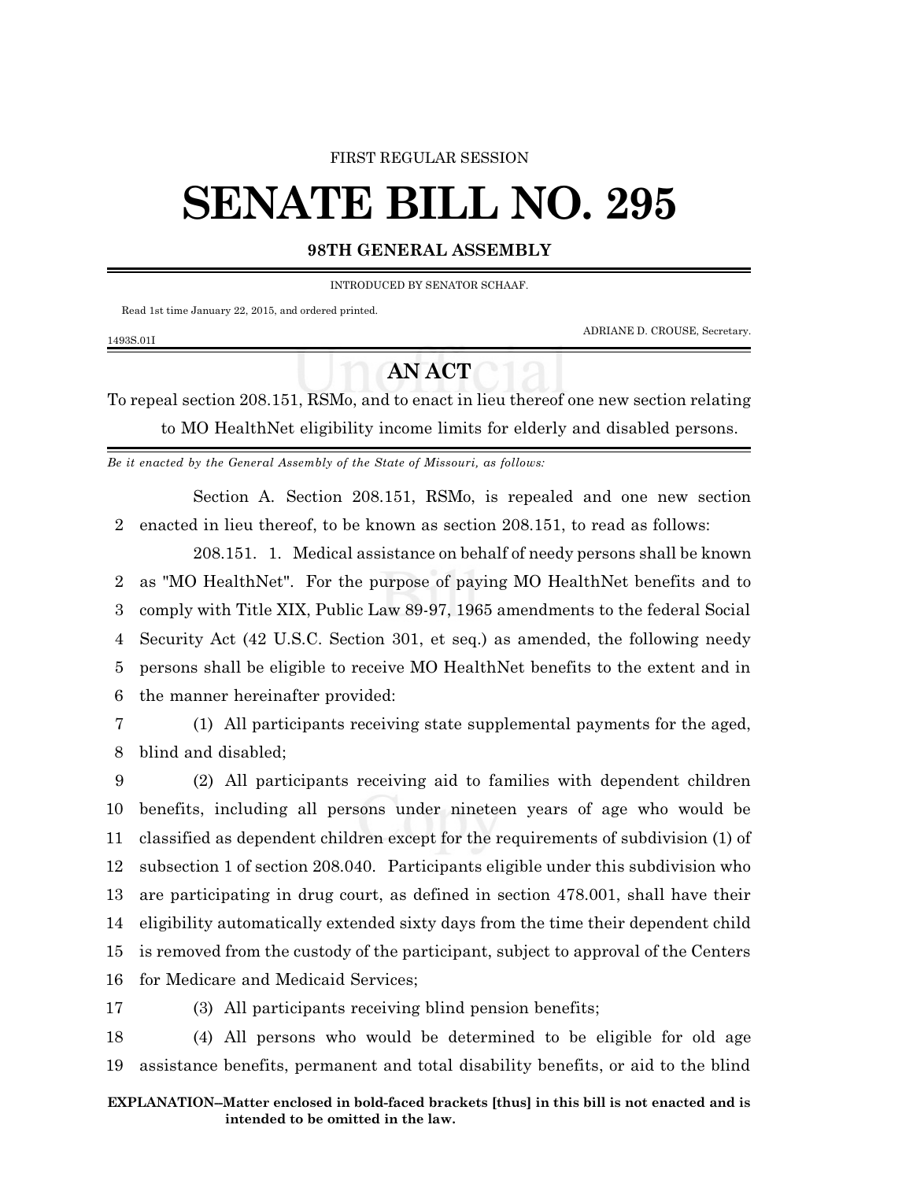FIRST REGULAR SESSION

# SENATE BILL NO. 295

**98TH GENERAL ASSEMBLY**

INTRODUCED BY SENATOR SCHAAF.

Read 1st time January 22, 2015, and ordered printed.

ADRIANE D. CROUSE, Secretary.

1493S.01I

## AN ACT

To repeal section 208.151, RSMo, and to enact in lieu thereof one new section relating to MO HealthNet eligibility income limits for elderly and disabled persons.

*Be it enacted by the General Assembly of the State of Missouri, as follows:*

Section A. Section 208.151, RSMo, is repealed and one new section enacted in lieu thereof, to be known as section 208.151, to read as follows:

208.151. 1. Medical assistance on behalf of needy persons shall be known as "MO HealthNet". For the purpose of paying MO HealthNet benefits and to comply with Title XIX, Public Law 89-97, 1965 amendments to the federal Social Security Act (42 U.S.C. Section 301, et seq.) as amended, the following needy persons shall be eligible to receive MO HealthNet benefits to the extent and in the manner hereinafter provided:

(1) All participants receiving state supplemental payments for the aged, blind and disabled;

(2) All participants receiving aid to families with dependent children benefits, including all persons under nineteen years of age who would be classified as dependent children except for the requirements of subdivision (1) of subsection 1 of section 208.040. Participants eligible under this subdivision who are participating in drug court, as defined in section 478.001, shall have their eligibility automatically extended sixty days from the time their dependent child is removed from the custody of the participant, subject to approval of the Centers for Medicare and Medicaid Services;

(3) All participants receiving blind pension benefits;

(4) All persons who would be determined to be eligible for old age assistance benefits, permanent and total disability benefits, or aid to the blind

**EXPLANATION–Matter enclosed in bold-faced brackets [thus] in this bill is not enacted and is intended to be omitted in the law.**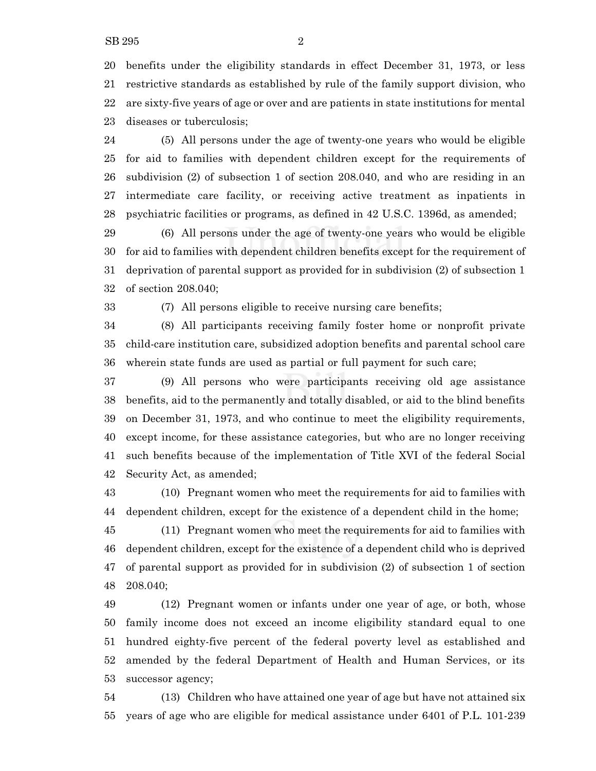benefits under the eligibility standards in effect December 31, 1973, or less restrictive standards as established by rule of the family support division, who are sixty-five years of age or over and are patients in state institutions for mental diseases or tuberculosis;

(5) All persons under the age of twenty-one years who would be eligible for aid to families with dependent children except for the requirements of subdivision (2) of subsection 1 of section 208.040, and who are residing in an intermediate care facility, or receiving active treatment as inpatients in psychiatric facilities or programs, as defined in 42 U.S.C. 1396d, as amended;

(6) All persons under the age of twenty-one years who would be eligible for aid to families with dependent children benefits except for the requirement of deprivation of parental support as provided for in subdivision (2) of subsection 1 of section 208.040;

(7) All persons eligible to receive nursing care benefits;

(8) All participants receiving family foster home or nonprofit private child-care institution care, subsidized adoption benefits and parental school care wherein state funds are used as partial or full payment for such care;

(9) All persons who were participants receiving old age assistance benefits, aid to the permanently and totally disabled, or aid to the blind benefits on December 31, 1973, and who continue to meet the eligibility requirements, except income, for these assistance categories, but who are no longer receiving such benefits because of the implementation of Title XVI of the federal Social Security Act, as amended;

(10) Pregnant women who meet the requirements for aid to families with dependent children, except for the existence of a dependent child in the home;

(11) Pregnant women who meet the requirements for aid to families with dependent children, except for the existence of a dependent child who is deprived of parental support as provided for in subdivision (2) of subsection 1 of section 208.040;

(12) Pregnant women or infants under one year of age, or both, whose family income does not exceed an income eligibility standard equal to one hundred eighty-five percent of the federal poverty level as established and amended by the federal Department of Health and Human Services, or its successor agency;

(13) Children who have attained one year of age but have not attained six years of age who are eligible for medical assistance under 6401 of P.L. 101-239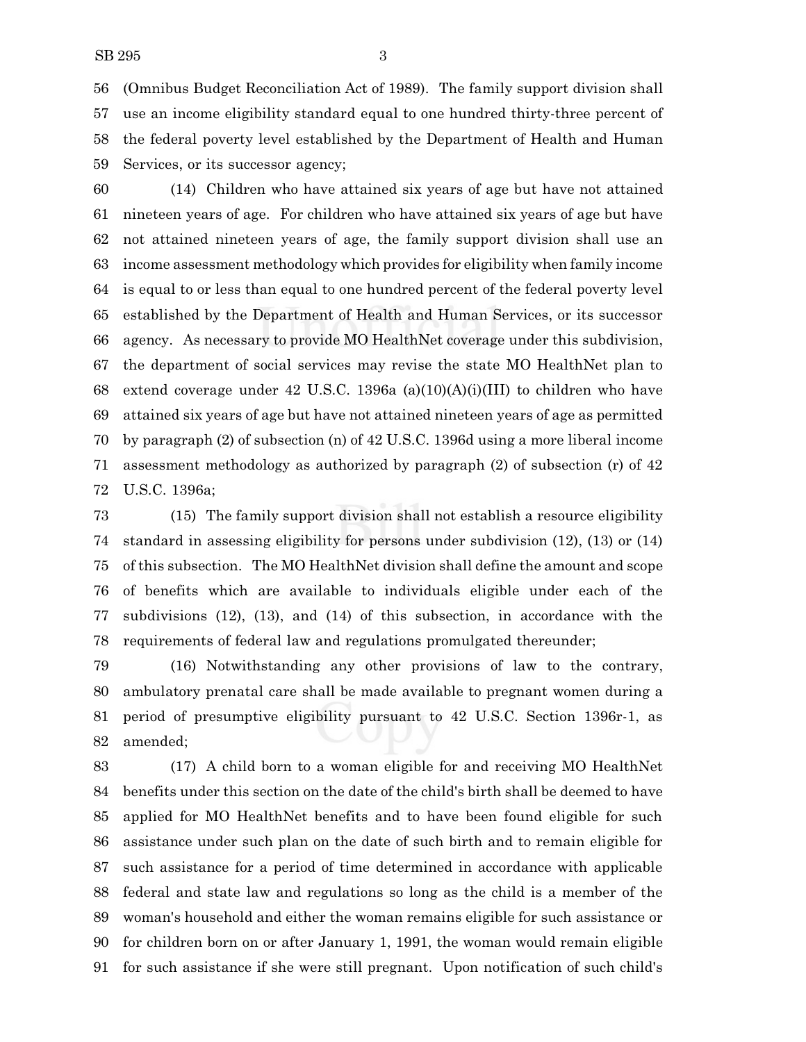56 (Omnibus Budget Reconciliation Act of 1989). The family support division shall
57 use an income eligibility standard equal to one hundred thirty-three percent of
58 the federal poverty level established by the Department of Health and Human
59 Services, or its successor agency;

60 (14) Children who have attained six years of age but have not attained
61 nineteen years of age. For children who have attained six years of age but have
62 not attained nineteen years of age, the family support division shall use an
63 income assessment methodology which provides for eligibility when family income
64 is equal to or less than equal to one hundred percent of the federal poverty level
65 established by the Department of Health and Human Services, or its successor
66 agency. As necessary to provide MO HealthNet coverage under this subdivision,
67 the department of social services may revise the state MO HealthNet plan to
68 extend coverage under 42 U.S.C. 1396a (a)(10)(A)(i)(III) to children who have
69 attained six years of age but have not attained nineteen years of age as permitted
70 by paragraph (2) of subsection (n) of 42 U.S.C. 1396d using a more liberal income
71 assessment methodology as authorized by paragraph (2) of subsection (r) of 42
72 U.S.C. 1396a;

73 (15) The family support division shall not establish a resource eligibility
74 standard in assessing eligibility for persons under subdivision (12), (13) or (14)
75 of this subsection. The MO HealthNet division shall define the amount and scope
76 of benefits which are available to individuals eligible under each of the
77 subdivisions (12), (13), and (14) of this subsection, in accordance with the
78 requirements of federal law and regulations promulgated thereunder;

79 (16) Notwithstanding any other provisions of law to the contrary,
80 ambulatory prenatal care shall be made available to pregnant women during a
81 period of presumptive eligibility pursuant to 42 U.S.C. Section 1396r-1, as
82 amended;

83 (17) A child born to a woman eligible for and receiving MO HealthNet
84 benefits under this section on the date of the child's birth shall be deemed to have
85 applied for MO HealthNet benefits and to have been found eligible for such
86 assistance under such plan on the date of such birth and to remain eligible for
87 such assistance for a period of time determined in accordance with applicable
88 federal and state law and regulations so long as the child is a member of the
89 woman's household and either the woman remains eligible for such assistance or
90 for children born on or after January 1, 1991, the woman would remain eligible
91 for such assistance if she were still pregnant. Upon notification of such child's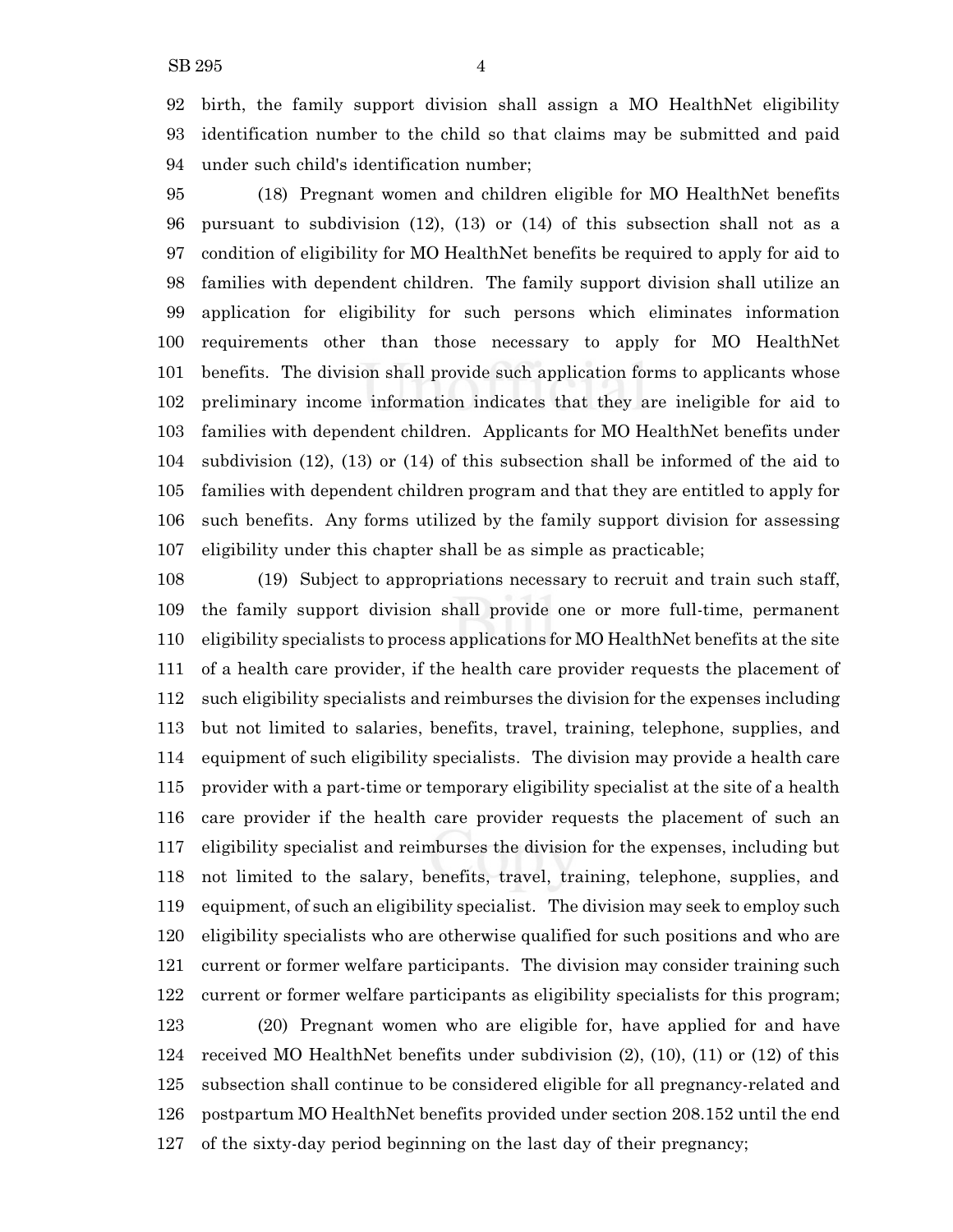birth, the family support division shall assign a MO HealthNet eligibility identification number to the child so that claims may be submitted and paid under such child's identification number;

(18) Pregnant women and children eligible for MO HealthNet benefits pursuant to subdivision (12), (13) or (14) of this subsection shall not as a condition of eligibility for MO HealthNet benefits be required to apply for aid to families with dependent children. The family support division shall utilize an application for eligibility for such persons which eliminates information requirements other than those necessary to apply for MO HealthNet benefits. The division shall provide such application forms to applicants whose preliminary income information indicates that they are ineligible for aid to families with dependent children. Applicants for MO HealthNet benefits under subdivision (12), (13) or (14) of this subsection shall be informed of the aid to families with dependent children program and that they are entitled to apply for such benefits. Any forms utilized by the family support division for assessing eligibility under this chapter shall be as simple as practicable;

(19) Subject to appropriations necessary to recruit and train such staff, the family support division shall provide one or more full-time, permanent eligibility specialists to process applications for MO HealthNet benefits at the site of a health care provider, if the health care provider requests the placement of such eligibility specialists and reimburses the division for the expenses including but not limited to salaries, benefits, travel, training, telephone, supplies, and equipment of such eligibility specialists. The division may provide a health care provider with a part-time or temporary eligibility specialist at the site of a health care provider if the health care provider requests the placement of such an eligibility specialist and reimburses the division for the expenses, including but not limited to the salary, benefits, travel, training, telephone, supplies, and equipment, of such an eligibility specialist. The division may seek to employ such eligibility specialists who are otherwise qualified for such positions and who are current or former welfare participants. The division may consider training such current or former welfare participants as eligibility specialists for this program;

(20) Pregnant women who are eligible for, have applied for and have received MO HealthNet benefits under subdivision (2), (10), (11) or (12) of this subsection shall continue to be considered eligible for all pregnancy-related and postpartum MO HealthNet benefits provided under section 208.152 until the end of the sixty-day period beginning on the last day of their pregnancy;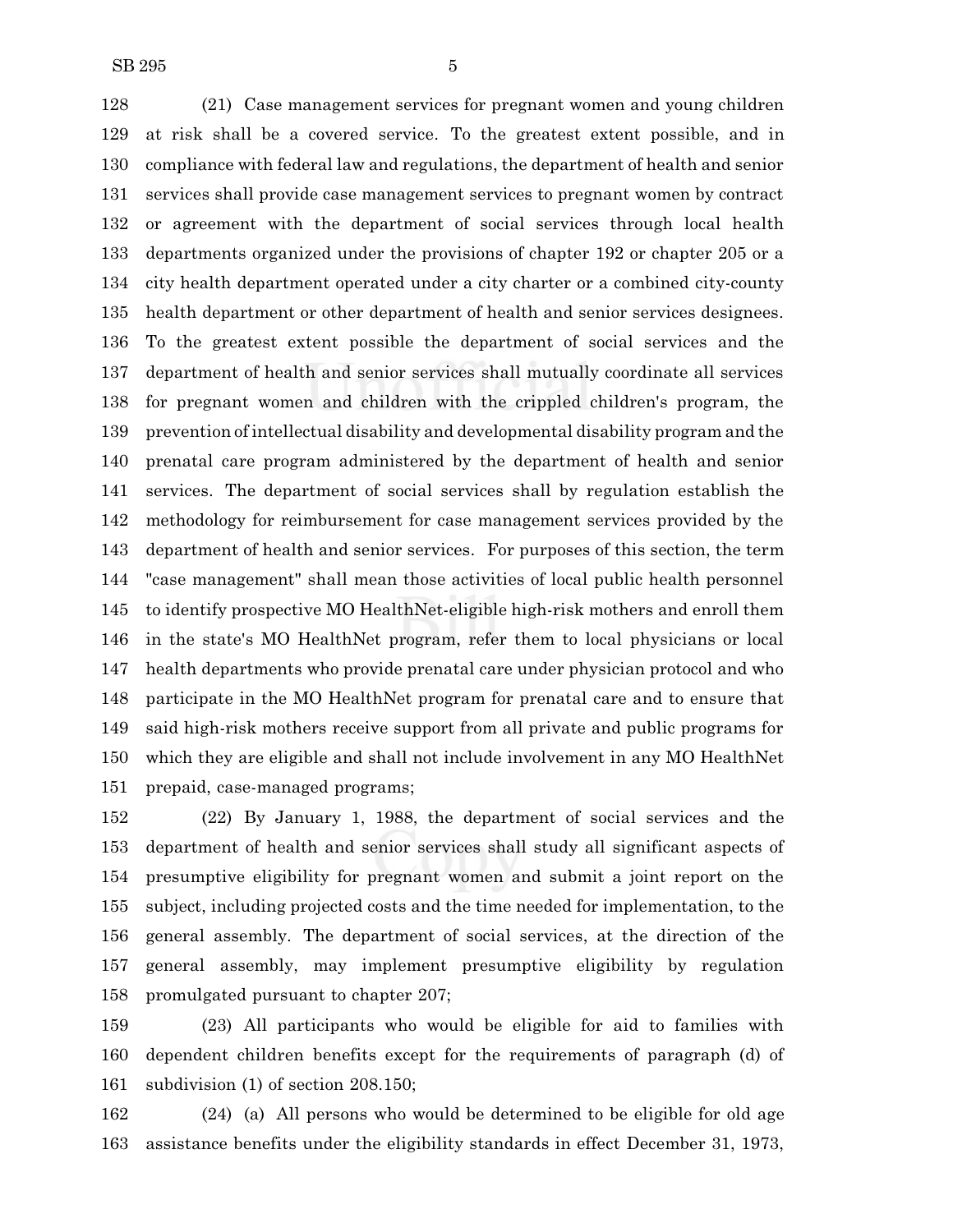(21) Case management services for pregnant women and young children at risk shall be a covered service. To the greatest extent possible, and in compliance with federal law and regulations, the department of health and senior services shall provide case management services to pregnant women by contract or agreement with the department of social services through local health departments organized under the provisions of chapter 192 or chapter 205 or a city health department operated under a city charter or a combined city-county health department or other department of health and senior services designees. To the greatest extent possible the department of social services and the department of health and senior services shall mutually coordinate all services for pregnant women and children with the crippled children's program, the prevention of intellectual disability and developmental disability program and the prenatal care program administered by the department of health and senior services. The department of social services shall by regulation establish the methodology for reimbursement for case management services provided by the department of health and senior services. For purposes of this section, the term "case management" shall mean those activities of local public health personnel to identify prospective MO HealthNet-eligible high-risk mothers and enroll them in the state's MO HealthNet program, refer them to local physicians or local health departments who provide prenatal care under physician protocol and who participate in the MO HealthNet program for prenatal care and to ensure that said high-risk mothers receive support from all private and public programs for which they are eligible and shall not include involvement in any MO HealthNet prepaid, case-managed programs;

(22) By January 1, 1988, the department of social services and the department of health and senior services shall study all significant aspects of presumptive eligibility for pregnant women and submit a joint report on the subject, including projected costs and the time needed for implementation, to the general assembly. The department of social services, at the direction of the general assembly, may implement presumptive eligibility by regulation promulgated pursuant to chapter 207;

(23) All participants who would be eligible for aid to families with dependent children benefits except for the requirements of paragraph (d) of subdivision (1) of section 208.150;

(24) (a) All persons who would be determined to be eligible for old age assistance benefits under the eligibility standards in effect December 31, 1973,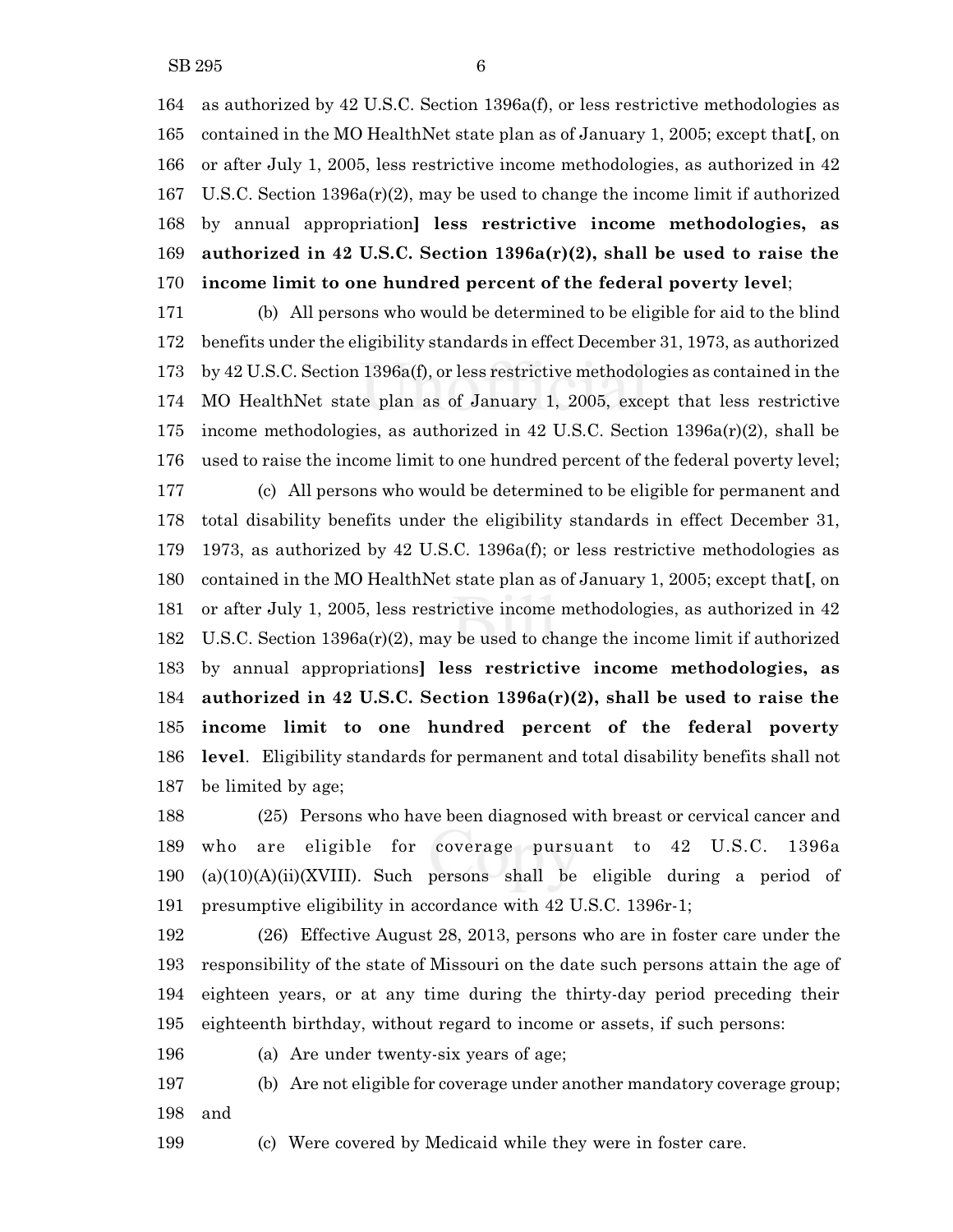164 as authorized by 42 U.S.C. Section 1396a(f), or less restrictive methodologies as
165 contained in the MO HealthNet state plan as of January 1, 2005; except that[, on
166 or after July 1, 2005, less restrictive income methodologies, as authorized in 42
167 U.S.C. Section 1396a(r)(2), may be used to change the income limit if authorized
168 by annual appropriation] **less restrictive income methodologies, as**
169 **authorized in 42 U.S.C. Section 1396a(r)(2), shall be used to raise the**
170 **income limit to one hundred percent of the federal poverty level**;

171 (b) All persons who would be determined to be eligible for aid to the blind
172 benefits under the eligibility standards in effect December 31, 1973, as authorized
173 by 42 U.S.C. Section 1396a(f), or less restrictive methodologies as contained in the
174 MO HealthNet state plan as of January 1, 2005, except that less restrictive
175 income methodologies, as authorized in 42 U.S.C. Section 1396a(r)(2), shall be
176 used to raise the income limit to one hundred percent of the federal poverty level;

177 (c) All persons who would be determined to be eligible for permanent and
178 total disability benefits under the eligibility standards in effect December 31,
179 1973, as authorized by 42 U.S.C. 1396a(f); or less restrictive methodologies as
180 contained in the MO HealthNet state plan as of January 1, 2005; except that[, on
181 or after July 1, 2005, less restrictive income methodologies, as authorized in 42
182 U.S.C. Section 1396a(r)(2), may be used to change the income limit if authorized
183 by annual appropriations] **less restrictive income methodologies, as**
184 **authorized in 42 U.S.C. Section 1396a(r)(2), shall be used to raise the**
185 **income limit to one hundred percent of the federal poverty**
186 **level**. Eligibility standards for permanent and total disability benefits shall not
187 be limited by age;

188 (25) Persons who have been diagnosed with breast or cervical cancer and
189 who are eligible for coverage pursuant to 42 U.S.C. 1396a
190 (a)(10)(A)(ii)(XVIII). Such persons shall be eligible during a period of
191 presumptive eligibility in accordance with 42 U.S.C. 1396r-1;

192 (26) Effective August 28, 2013, persons who are in foster care under the
193 responsibility of the state of Missouri on the date such persons attain the age of
194 eighteen years, or at any time during the thirty-day period preceding their
195 eighteenth birthday, without regard to income or assets, if such persons:

196 (a) Are under twenty-six years of age;

197 (b) Are not eligible for coverage under another mandatory coverage group;
198 and

199 (c) Were covered by Medicaid while they were in foster care.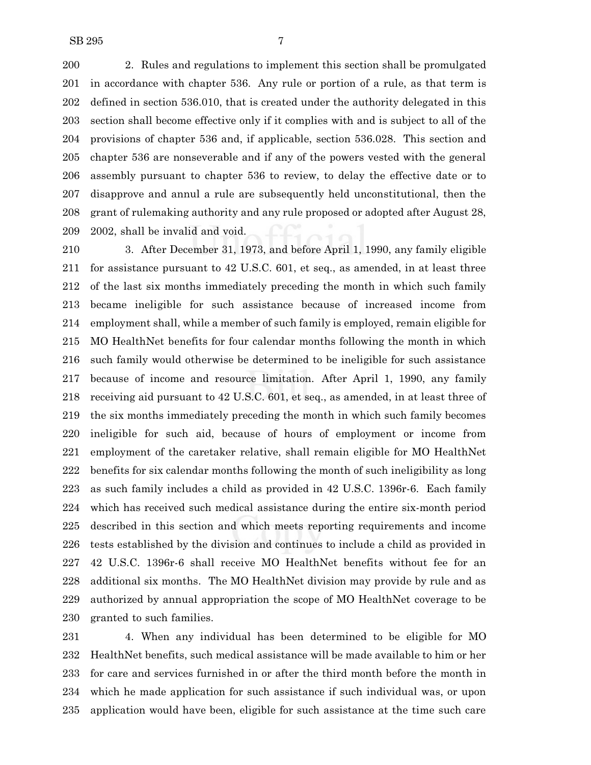2. Rules and regulations to implement this section shall be promulgated in accordance with chapter 536. Any rule or portion of a rule, as that term is defined in section 536.010, that is created under the authority delegated in this section shall become effective only if it complies with and is subject to all of the provisions of chapter 536 and, if applicable, section 536.028. This section and chapter 536 are nonseverable and if any of the powers vested with the general assembly pursuant to chapter 536 to review, to delay the effective date or to disapprove and annul a rule are subsequently held unconstitutional, then the grant of rulemaking authority and any rule proposed or adopted after August 28, 2002, shall be invalid and void.

3. After December 31, 1973, and before April 1, 1990, any family eligible for assistance pursuant to 42 U.S.C. 601, et seq., as amended, in at least three of the last six months immediately preceding the month in which such family became ineligible for such assistance because of increased income from employment shall, while a member of such family is employed, remain eligible for MO HealthNet benefits for four calendar months following the month in which such family would otherwise be determined to be ineligible for such assistance because of income and resource limitation. After April 1, 1990, any family receiving aid pursuant to 42 U.S.C. 601, et seq., as amended, in at least three of the six months immediately preceding the month in which such family becomes ineligible for such aid, because of hours of employment or income from employment of the caretaker relative, shall remain eligible for MO HealthNet benefits for six calendar months following the month of such ineligibility as long as such family includes a child as provided in 42 U.S.C. 1396r-6. Each family which has received such medical assistance during the entire six-month period described in this section and which meets reporting requirements and income tests established by the division and continues to include a child as provided in 42 U.S.C. 1396r-6 shall receive MO HealthNet benefits without fee for an additional six months. The MO HealthNet division may provide by rule and as authorized by annual appropriation the scope of MO HealthNet coverage to be granted to such families.

4. When any individual has been determined to be eligible for MO HealthNet benefits, such medical assistance will be made available to him or her for care and services furnished in or after the third month before the month in which he made application for such assistance if such individual was, or upon application would have been, eligible for such assistance at the time such care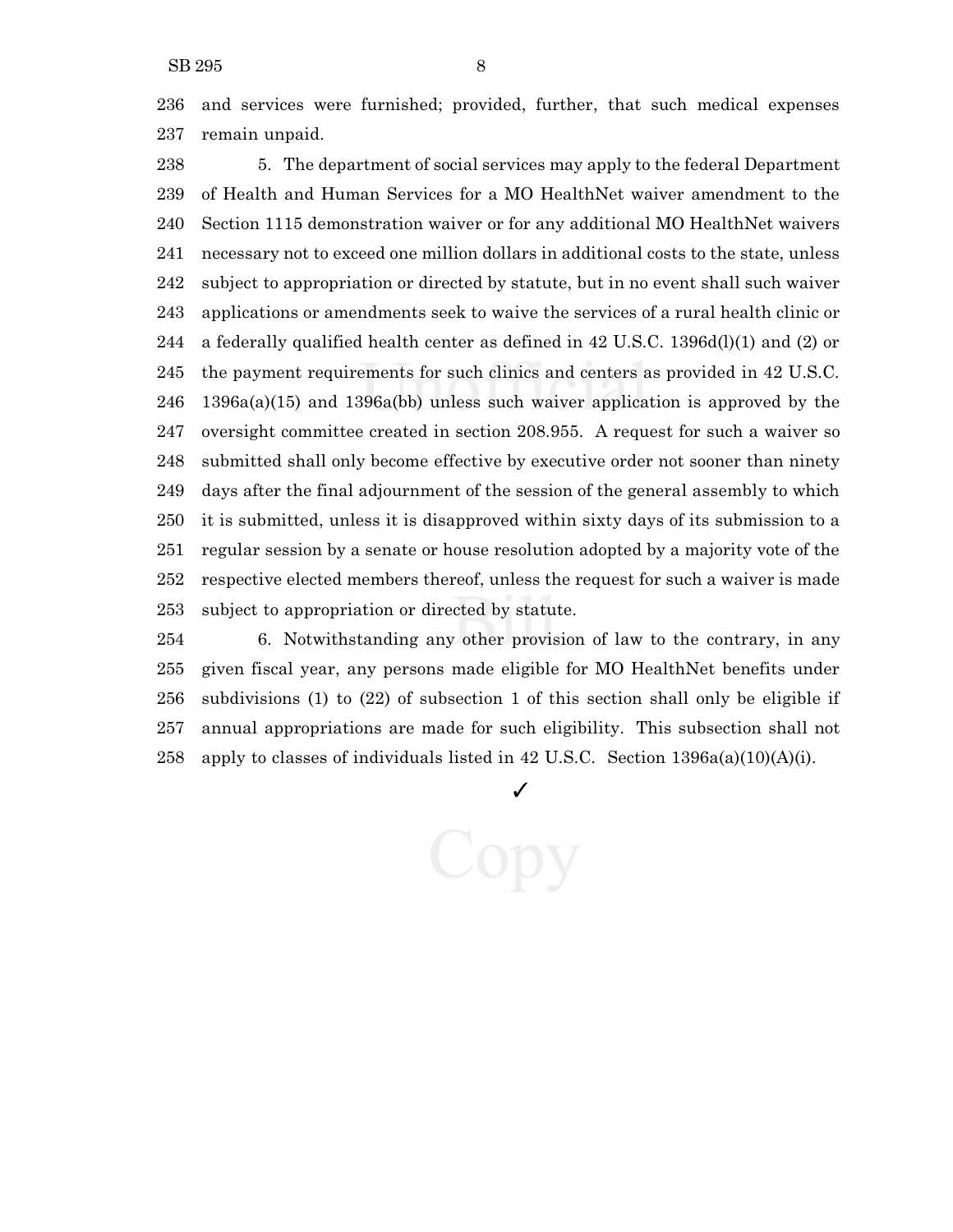and services were furnished; provided, further, that such medical expenses remain unpaid.

5. The department of social services may apply to the federal Department of Health and Human Services for a MO HealthNet waiver amendment to the Section 1115 demonstration waiver or for any additional MO HealthNet waivers necessary not to exceed one million dollars in additional costs to the state, unless subject to appropriation or directed by statute, but in no event shall such waiver applications or amendments seek to waive the services of a rural health clinic or a federally qualified health center as defined in 42 U.S.C. 1396d(l)(1) and (2) or the payment requirements for such clinics and centers as provided in 42 U.S.C. 1396a(a)(15) and 1396a(bb) unless such waiver application is approved by the oversight committee created in section 208.955. A request for such a waiver so submitted shall only become effective by executive order not sooner than ninety days after the final adjournment of the session of the general assembly to which it is submitted, unless it is disapproved within sixty days of its submission to a regular session by a senate or house resolution adopted by a majority vote of the respective elected members thereof, unless the request for such a waiver is made subject to appropriation or directed by statute.

6. Notwithstanding any other provision of law to the contrary, in any given fiscal year, any persons made eligible for MO HealthNet benefits under subdivisions (1) to (22) of subsection 1 of this section shall only be eligible if annual appropriations are made for such eligibility. This subsection shall not apply to classes of individuals listed in 42 U.S.C. Section 1396a(a)(10)(A)(i).

✓